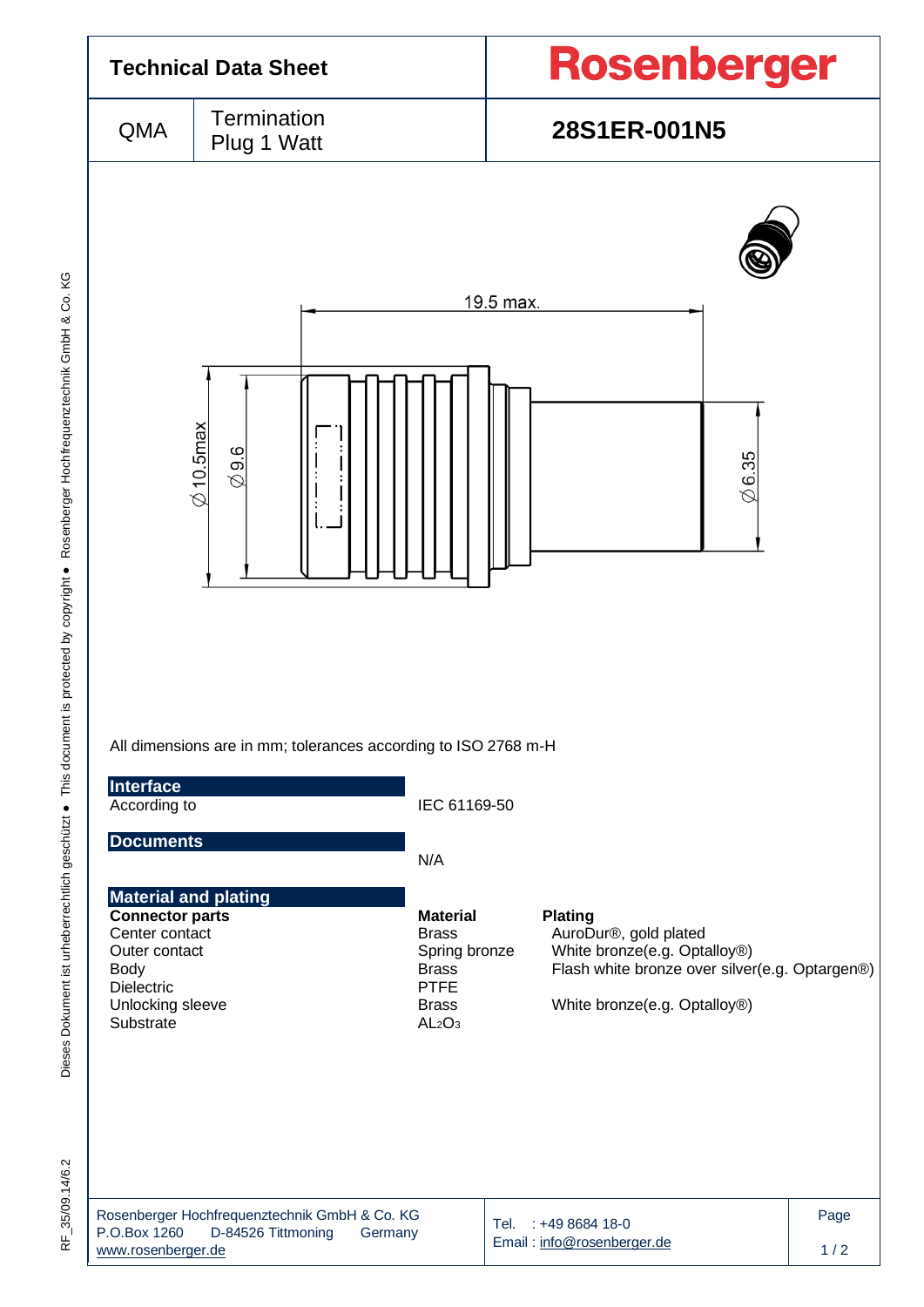# Technical Data Sheet

**Rosenberger**

| QMA | Termination Plug 1 Watt | **28S1ER-001N5** |
|---|---|---|

19.5 max.

Ø 10.5max

Ø 9.6

Ø 6.35

All dimensions are in mm; tolerances according to ISO 2768 m-H

## Interface

| | |
|---|---|
| According to | IEC 61169-50 |

## Documents

N/A

## Material and plating

| **Connector parts** | **Material** | **Plating** |
|---|---|---|
| Center contact | Brass | AuroDur®, gold plated |
| Outer contact | Spring bronze | White bronze(e.g. Optalloy®) |
| Body | Brass | Flash white bronze over silver(e.g. Optargen®) |
| Dielectric | PTFE | |
| Unlocking sleeve | Brass | White bronze(e.g. Optalloy®) |
| Substrate | $AL_2O_3$ | |

Rosenberger Hochfrequenztechnik GmbH & Co. KG
P.O.Box 1260 D-84526 Tittmoning Germany
www.rosenberger.de

Tel. : +49 8684 18-0
Email : info@rosenberger.de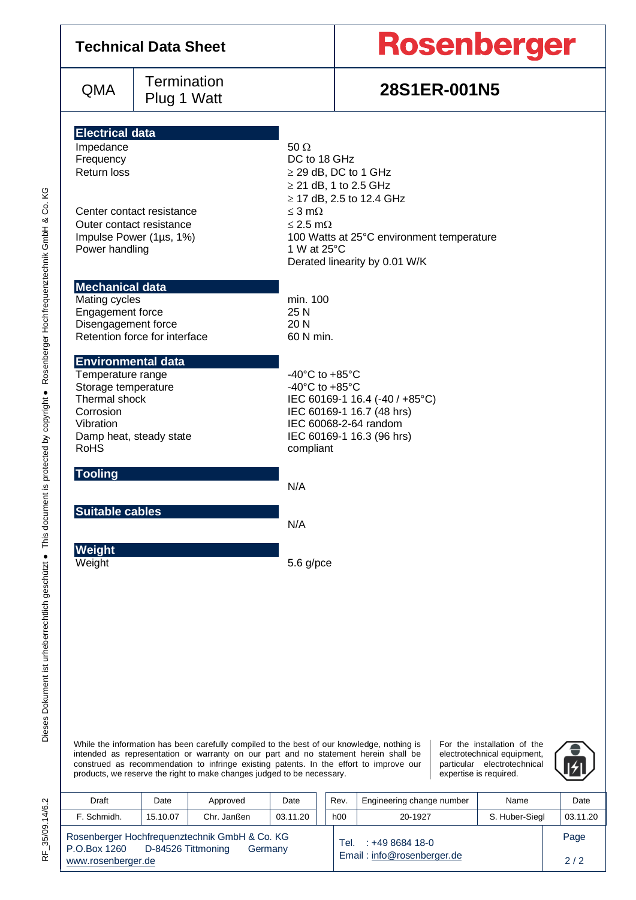# Technical Data Sheet

**Rosenberger**

| | | |
|---|---|---|
| QMA | Termination Plug 1 Watt | **28S1ER-001N5** |

## Electrical data

| | |
|---|---|
| Impedance | 50 Ω |
| Frequency | DC to 18 GHz |
| Return loss | ≥ 29 dB, DC to 1 GHz<br>≥ 21 dB, 1 to 2.5 GHz<br>≥ 17 dB, 2.5 to 12.4 GHz |
| Center contact resistance | ≤ 3 mΩ |
| Outer contact resistance | ≤ 2.5 mΩ |
| Impulse Power (1µs, 1%) | 100 Watts at 25°C environment temperature |
| Power handling | 1 W at 25°C<br>Derated linearity by 0.01 W/K |

## Mechanical data

| | |
|---|---|
| Mating cycles | min. 100 |
| Engagement force | 25 N |
| Disengagement force | 20 N |
| Retention force for interface | 60 N min. |

## Environmental data

| | |
|---|---|
| Temperature range | -40°C to +85°C |
| Storage temperature | -40°C to +85°C |
| Thermal shock | IEC 60169-1 16.4 (-40 / +85°C) |
| Corrosion | IEC 60169-1 16.7 (48 hrs) |
| Vibration | IEC 60068-2-64 random |
| Damp heat, steady state | IEC 60169-1 16.3 (96 hrs) |
| RoHS | compliant |

## Tooling

N/A

## Suitable cables

N/A

## Weight

| | |
|---|---|
| Weight | 5.6 g/pce |

While the information has been carefully compiled to the best of our knowledge, nothing is intended as representation or warranty on our part and no statement herein shall be construed as recommendation to infringe existing patents. In the effort to improve our products, we reserve the right to make changes judged to be necessary.

For the installation of the electrotechnical equipment, particular electrotechnical expertise is required.

| Draft | Date | Approved | Date | Rev. | Engineering change number | Name | Date |
|---|---|---|---|---|---|---|---|
| F. Schmidh. | 15.10.07 | Chr. Janßen | 03.11.20 | h00 | 20-1927 | S. Huber-Siegl | 03.11.20 |

Rosenberger Hochfrequenztechnik GmbH & Co. KG
P.O.Box 1260 D-84526 Tittmoning Germany
www.rosenberger.de

Tel. : +49 8684 18-0
Email : info@rosenberger.de

Dieses Dokument ist urheberrechtlich geschützt ● This document is protected by copyright ● Rosenberger Hochfrequenztechnik GmbH & Co. KG

RF_35/09.14/6.2